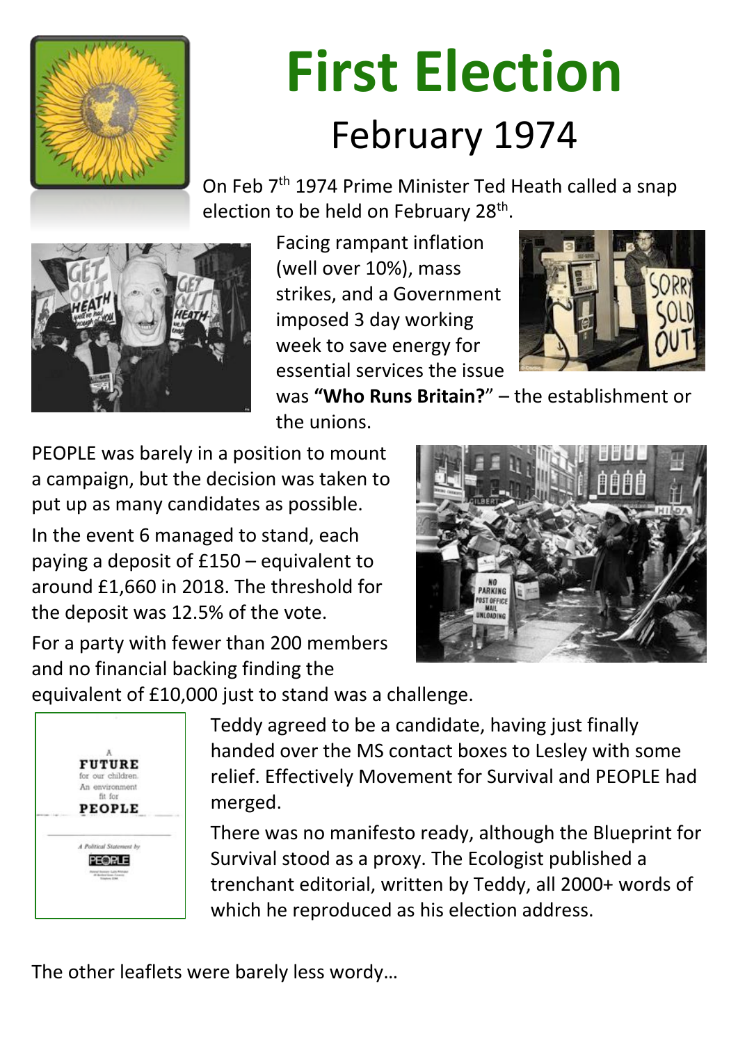# First Election

## February 1974

On Feb 7th 1974 Prime Minister Ted Heath called a snap election to be held on February 28th.

Facing rampant inflation (well over 10%), mass strikes, and a Government imposed 3 day working week to save energy for essential services the issue was **"Who Runs Britain?"** – the establishment or the unions.

PEOPLE was barely in a position to mount a campaign, but the decision was taken to put up as many candidates as possible.

In the event 6 managed to stand, each paying a deposit of £150 – equivalent to around £1,660 in 2018. The threshold for the deposit was 12.5% of the vote.

For a party with fewer than 200 members and no financial backing finding the equivalent of £10,000 just to stand was a challenge.

Teddy agreed to be a candidate, having just finally handed over the MS contact boxes to Lesley with some relief. Effectively Movement for Survival and PEOPLE had merged.

There was no manifesto ready, although the Blueprint for Survival stood as a proxy. The Ecologist published a trenchant editorial, written by Teddy, all 2000+ words of which he reproduced as his election address.

The other leaflets were barely less wordy…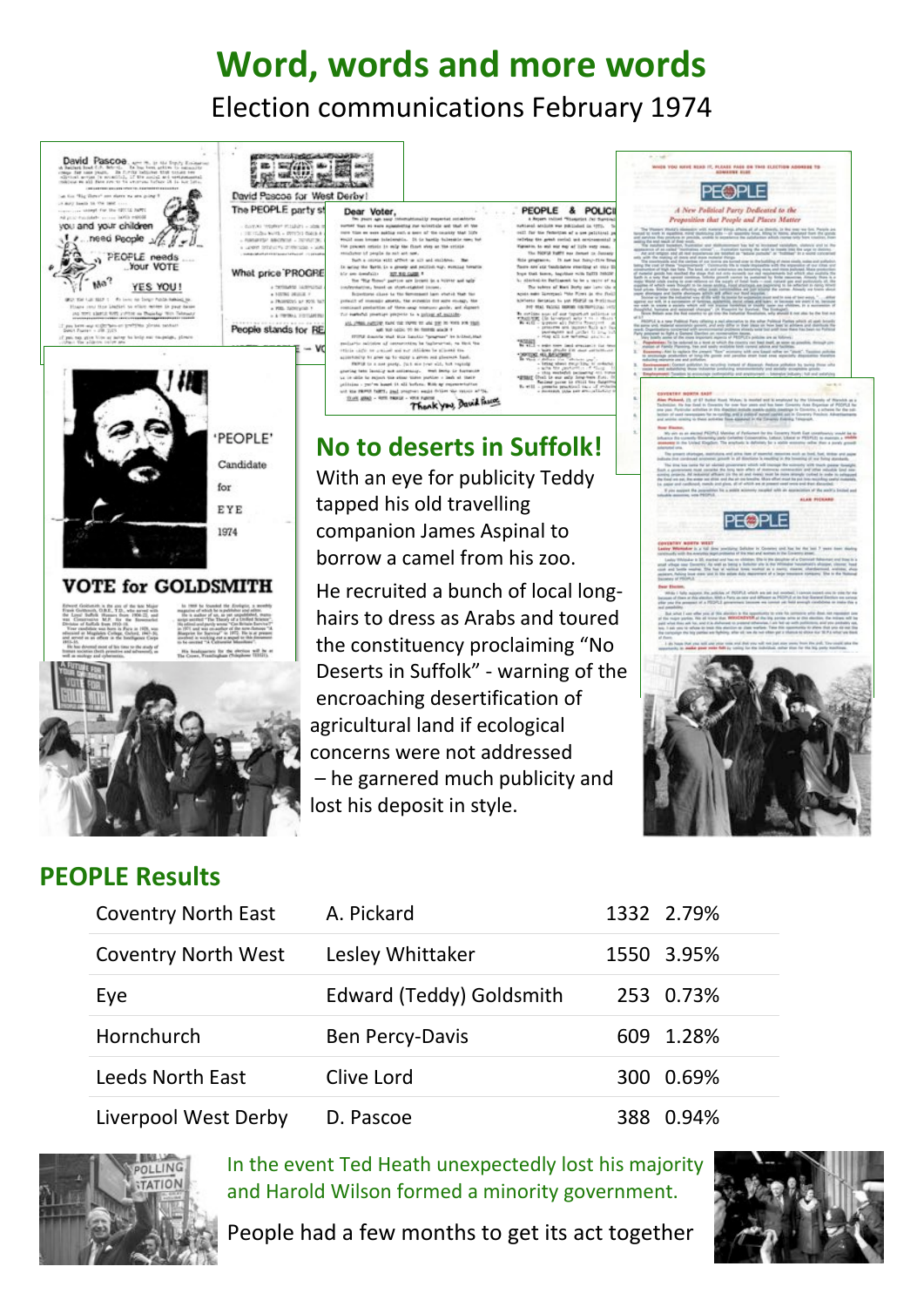# Word, words and more words

Election communications February 1974

## No to deserts in Suffolk!

With an eye for publicity Teddy tapped his old travelling companion James Aspinal to borrow a camel from his zoo.

He recruited a bunch of local long-hairs to dress as Arabs and toured the constituency proclaiming “No Deserts in Suffolk” - warning of the encroaching desertification of agricultural land if ecological concerns were not addressed – he garnered much publicity and lost his deposit in style.

## PEOPLE Results

| Constituency | Candidate | Votes | % |
|---|---|---|---|
| Coventry North East | A. Pickard | 1332 | 2.79% |
| Coventry North West | Lesley Whittaker | 1550 | 3.95% |
| Eye | Edward (Teddy) Goldsmith | 253 | 0.73% |
| Hornchurch | Ben Percy-Davis | 609 | 1.28% |
| Leeds North East | Clive Lord | 300 | 0.69% |
| Liverpool West Derby | D. Pascoe | 388 | 0.94% |

In the event Ted Heath unexpectedly lost his majority and Harold Wilson formed a minority government.

People had a few months to get its act together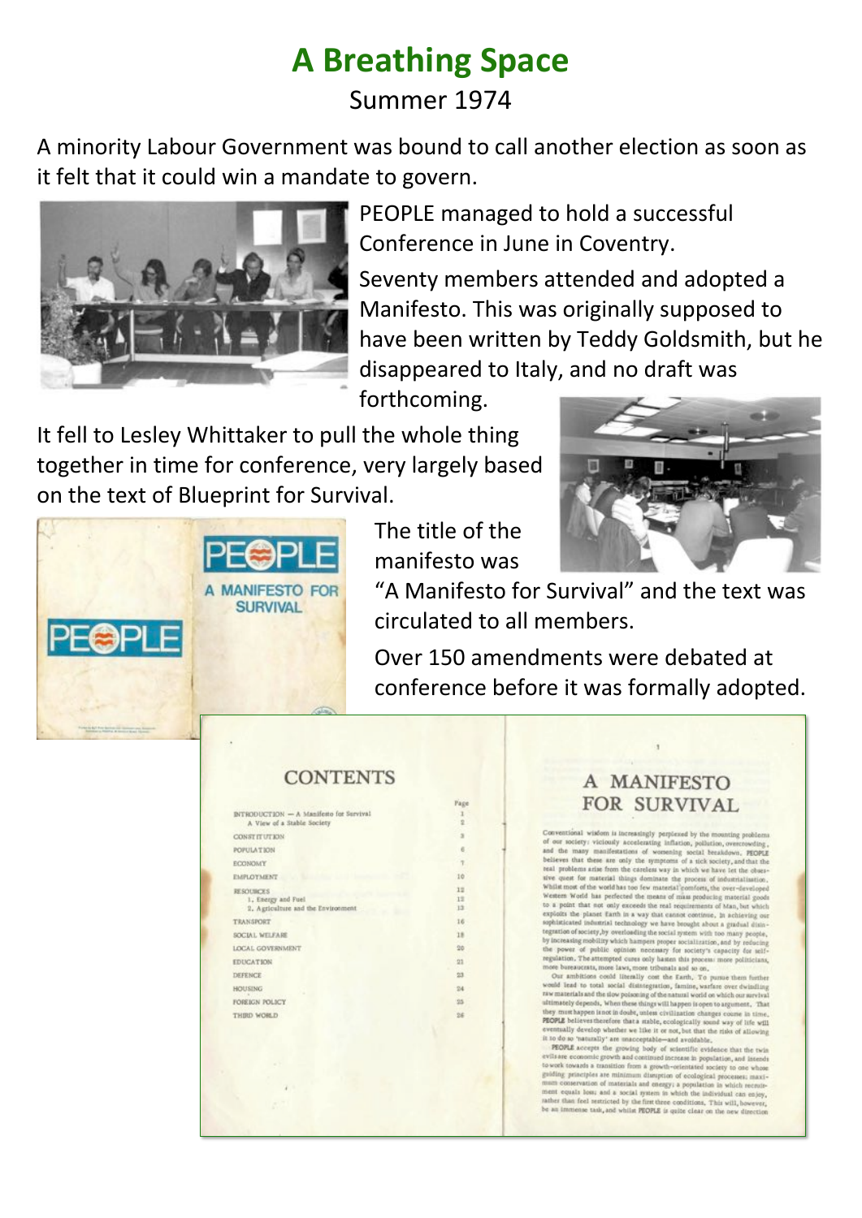# A Breathing Space

Summer 1974

A minority Labour Government was bound to call another election as soon as it felt that it could win a mandate to govern.

PEOPLE managed to hold a successful Conference in June in Coventry.

Seventy members attended and adopted a Manifesto. This was originally supposed to have been written by Teddy Goldsmith, but he disappeared to Italy, and no draft was forthcoming.

It fell to Lesley Whittaker to pull the whole thing together in time for conference, very largely based on the text of Blueprint for Survival.

The title of the manifesto was "A Manifesto for Survival" and the text was circulated to all members.

Over 150 amendments were debated at conference before it was formally adopted.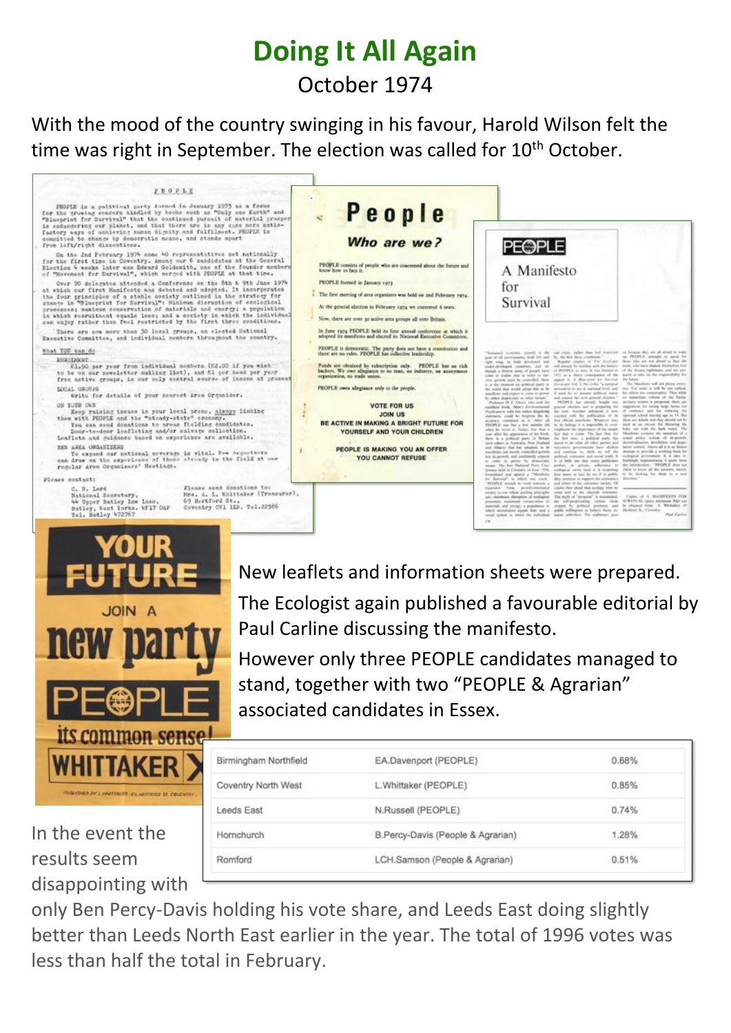# Doing It All Again

October 1974

With the mood of the country swinging in his favour, Harold Wilson felt the time was right in September. The election was called for 10th October.

New leaflets and information sheets were prepared.

The Ecologist again published a favourable editorial by Paul Carline discussing the manifesto.

However only three PEOPLE candidates managed to stand, together with two "PEOPLE & Agrarian" associated candidates in Essex.

| | | |
|---|---|---|
| Birmingham Northfield | EA.Davenport (PEOPLE) | 0.68% |
| Coventry North West | L.Whittaker (PEOPLE) | 0.85% |
| Leeds East | N.Russell (PEOPLE) | 0.74% |
| Hornchurch | B.Percy-Davis (People & Agrarian) | 1.28% |
| Romford | LCH.Samson (People & Agrarian) | 0.51% |

In the event the results seem disappointing with only Ben Percy-Davis holding his vote share, and Leeds East doing slightly better than Leeds North East earlier in the year. The total of 1996 votes was less than half the total in February.